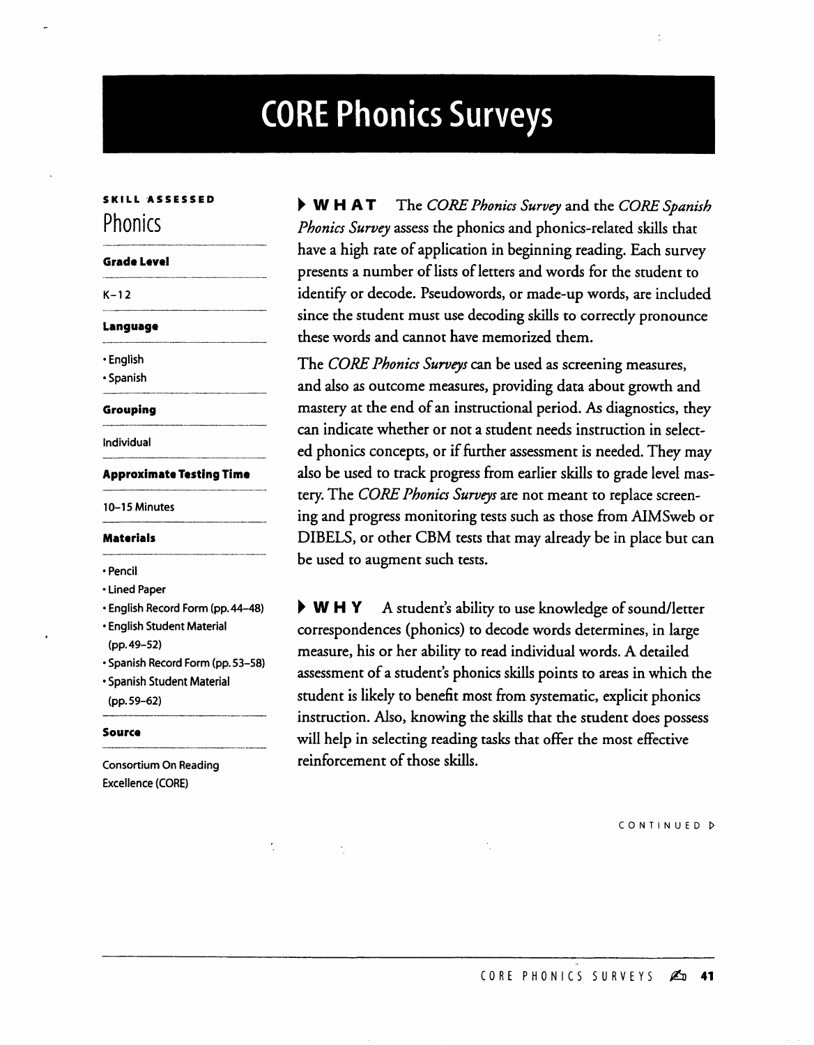# CORE Phonics Surveys

**SKILL ASSESSED**

## Phonics

**Grade Level**

K–12

**Language**

- English
- Spanish

**Grouping**

Individual

**Approximate Testing Time**

10–15 Minutes

**Materials**

- Pencil
- Lined Paper
- English Record Form (pp. 44–48)
- English Student Material (pp. 49–52)
- Spanish Record Form (pp. 53–58)
- Spanish Student Material (pp. 59–62)

**Source**

Consortium On Reading Excellence (CORE)

**▸ WHAT** The *CORE Phonics Survey* and the *CORE Spanish Phonics Survey* assess the phonics and phonics-related skills that have a high rate of application in beginning reading. Each survey presents a number of lists of letters and words for the student to identify or decode. Pseudowords, or made-up words, are included since the student must use decoding skills to correctly pronounce these words and cannot have memorized them.

The *CORE Phonics Surveys* can be used as screening measures, and also as outcome measures, providing data about growth and mastery at the end of an instructional period. As diagnostics, they can indicate whether or not a student needs instruction in selected phonics concepts, or if further assessment is needed. They may also be used to track progress from earlier skills to grade level mastery. The *CORE Phonics Surveys* are not meant to replace screening and progress monitoring tests such as those from AIMSweb or DIBELS, or other CBM tests that may already be in place but can be used to augment such tests.

**▸ WHY** A student's ability to use knowledge of sound/letter correspondences (phonics) to decode words determines, in large measure, his or her ability to read individual words. A detailed assessment of a student's phonics skills points to areas in which the student is likely to benefit most from systematic, explicit phonics instruction. Also, knowing the skills that the student does possess will help in selecting reading tasks that offer the most effective reinforcement of those skills.

CONTINUED ▷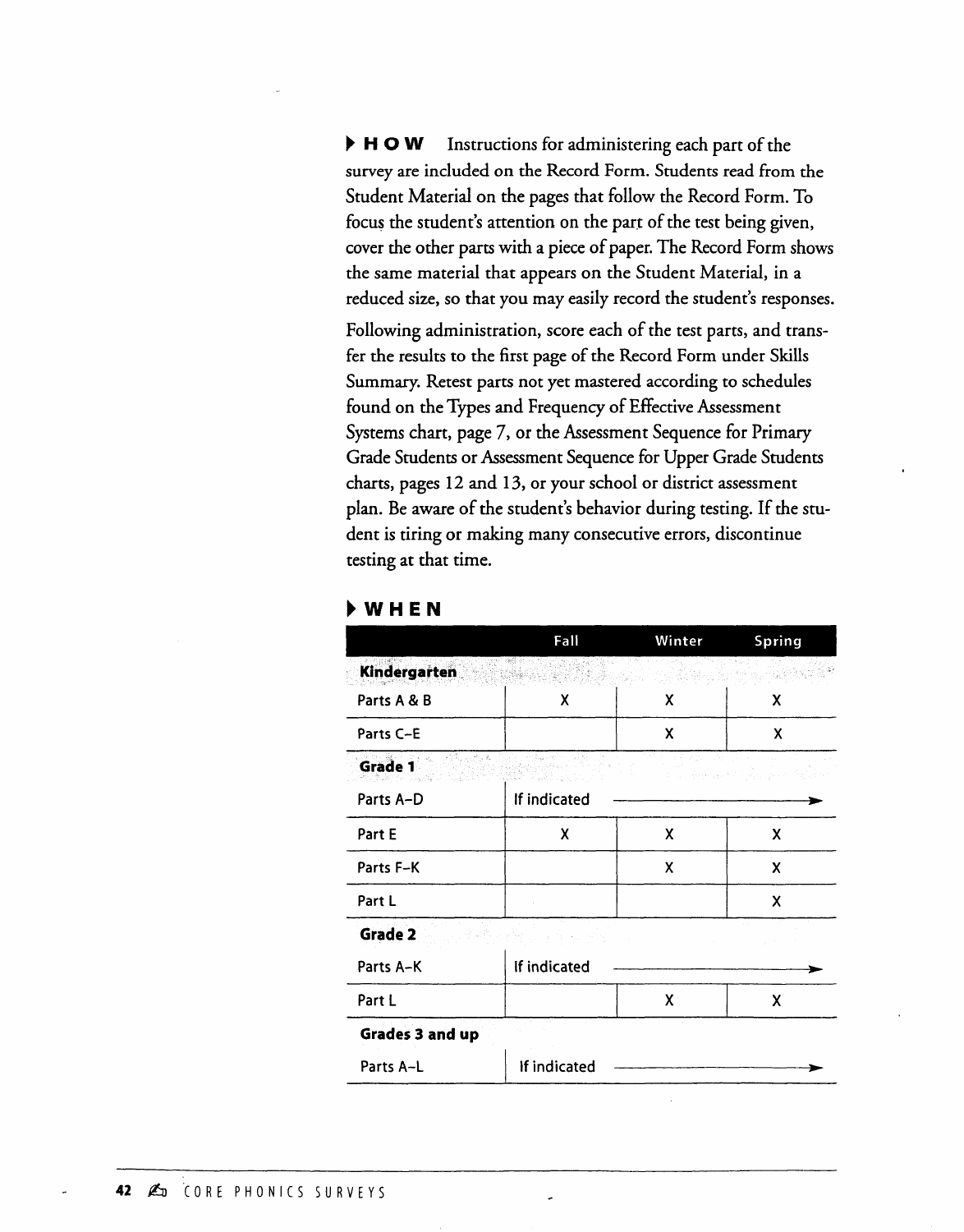**▸ HOW** Instructions for administering each part of the survey are included on the Record Form. Students read from the Student Material on the pages that follow the Record Form. To focus the student's attention on the part of the test being given, cover the other parts with a piece of paper. The Record Form shows the same material that appears on the Student Material, in a reduced size, so that you may easily record the student's responses.

Following administration, score each of the test parts, and transfer the results to the first page of the Record Form under Skills Summary. Retest parts not yet mastered according to schedules found on the Types and Frequency of Effective Assessment Systems chart, page 7, or the Assessment Sequence for Primary Grade Students or Assessment Sequence for Upper Grade Students charts, pages 12 and 13, or your school or district assessment plan. Be aware of the student's behavior during testing. If the student is tiring or making many consecutive errors, discontinue testing at that time.

## ▸ WHEN

| | Fall | Winter | Spring |
|---|---|---|---|
| **Kindergarten** | | | |
| Parts A & B | X | X | X |
| Parts C–E | | X | X |
| **Grade 1** | | | |
| Parts A–D | If indicated → | | |
| Part E | X | X | X |
| Parts F–K | | X | X |
| Part L | | | X |
| **Grade 2** | | | |
| Parts A–K | If indicated → | | |
| Part L | | X | X |
| **Grades 3 and up** | | | |
| Parts A–L | If indicated → | | |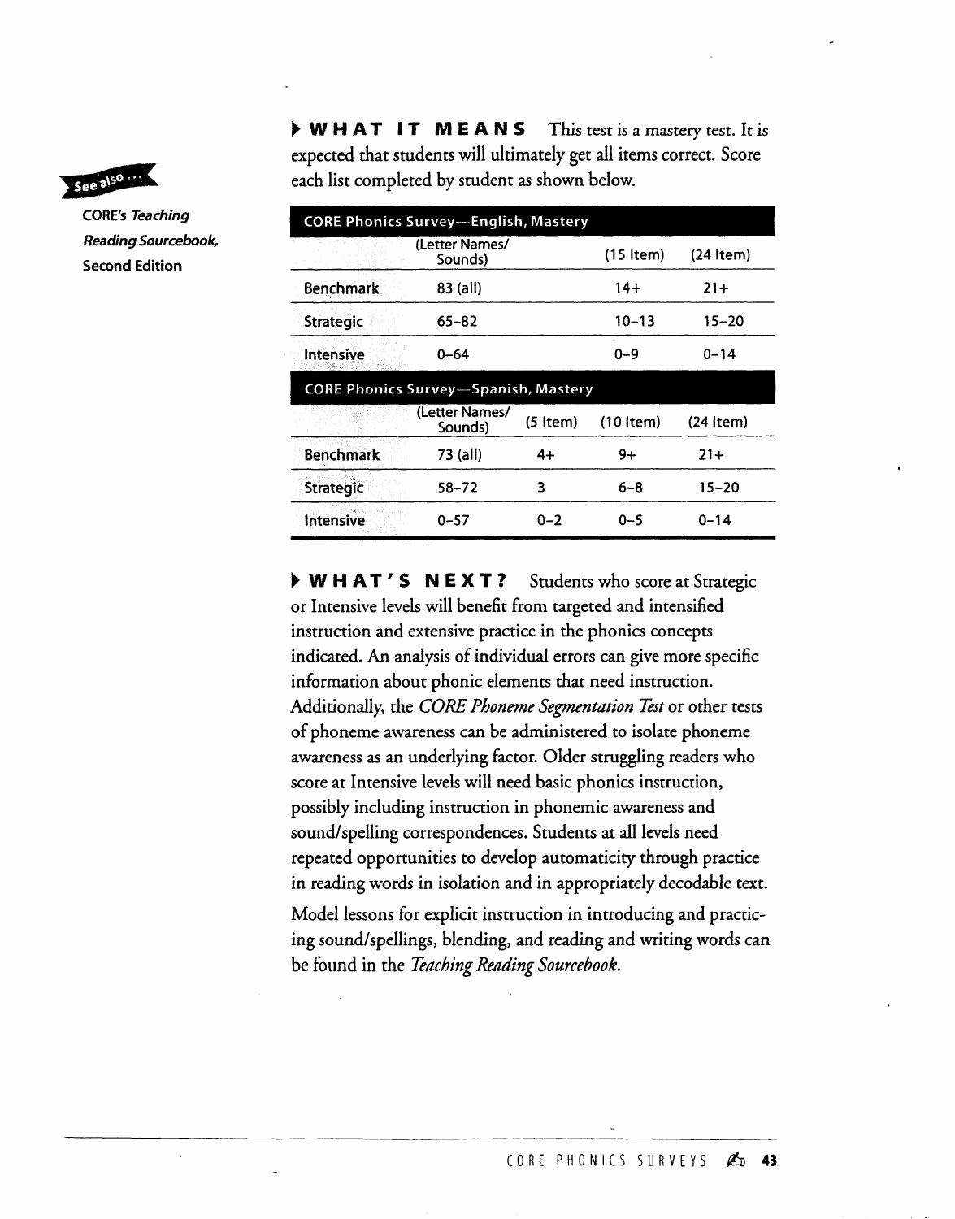See also ...

CORE's *Teaching Reading Sourcebook*, Second Edition

**WHAT IT MEANS** This test is a mastery test. It is expected that students will ultimately get all items correct. Score each list completed by student as shown below.

| CORE Phonics Survey—English, Mastery | | | |
|---|---|---|---|
| | (Letter Names/ Sounds) | (15 Item) | (24 Item) |
| Benchmark | 83 (all) | 14+ | 21+ |
| Strategic | 65–82 | 10–13 | 15–20 |
| Intensive | 0–64 | 0–9 | 0–14 |

| CORE Phonics Survey—Spanish, Mastery | | | | |
|---|---|---|---|---|
| | (Letter Names/ Sounds) | (5 Item) | (10 Item) | (24 Item) |
| Benchmark | 73 (all) | 4+ | 9+ | 21+ |
| Strategic | 58–72 | 3 | 6–8 | 15–20 |
| Intensive | 0–57 | 0–2 | 0–5 | 0–14 |

**WHAT'S NEXT?** Students who score at Strategic or Intensive levels will benefit from targeted and intensified instruction and extensive practice in the phonics concepts indicated. An analysis of individual errors can give more specific information about phonic elements that need instruction. Additionally, the *CORE Phoneme Segmentation Test* or other tests of phoneme awareness can be administered to isolate phoneme awareness as an underlying factor. Older struggling readers who score at Intensive levels will need basic phonics instruction, possibly including instruction in phonemic awareness and sound/spelling correspondences. Students at all levels need repeated opportunities to develop automaticity through practice in reading words in isolation and in appropriately decodable text.

Model lessons for explicit instruction in introducing and practicing sound/spellings, blending, and reading and writing words can be found in the *Teaching Reading Sourcebook.*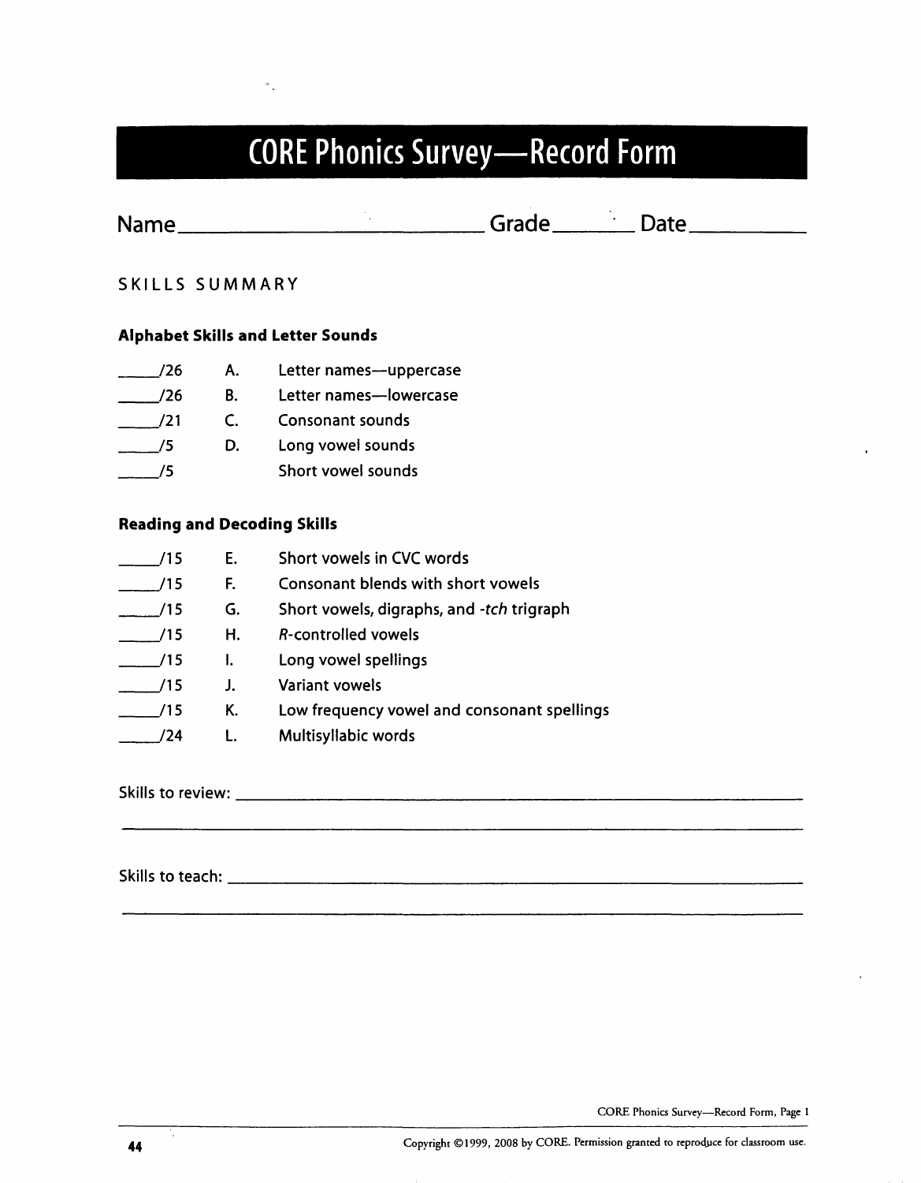# CORE Phonics Survey—Record Form

Name_______________________________ Grade________ Date___________

SKILLS SUMMARY

**Alphabet Skills and Letter Sounds**

_____/26 A. Letter names—uppercase

_____/26 B. Letter names—lowercase

_____/21 C. Consonant sounds

_____/5 D. Long vowel sounds

_____/5 Short vowel sounds

**Reading and Decoding Skills**

_____/15 E. Short vowels in CVC words

_____/15 F. Consonant blends with short vowels

_____/15 G. Short vowels, digraphs, and *-tch* trigraph

_____/15 H. *R*-controlled vowels

_____/15 I. Long vowel spellings

_____/15 J. Variant vowels

_____/15 K. Low frequency vowel and consonant spellings

_____/24 L. Multisyllabic words

Skills to review: _______________________________________________________________

_______________________________________________________________________________

Skills to teach: ________________________________________________________________

_______________________________________________________________________________

CORE Phonics Survey—Record Form, Page 1

Copyright ©1999, 2008 by CORE. Permission granted to reproduce for classroom use.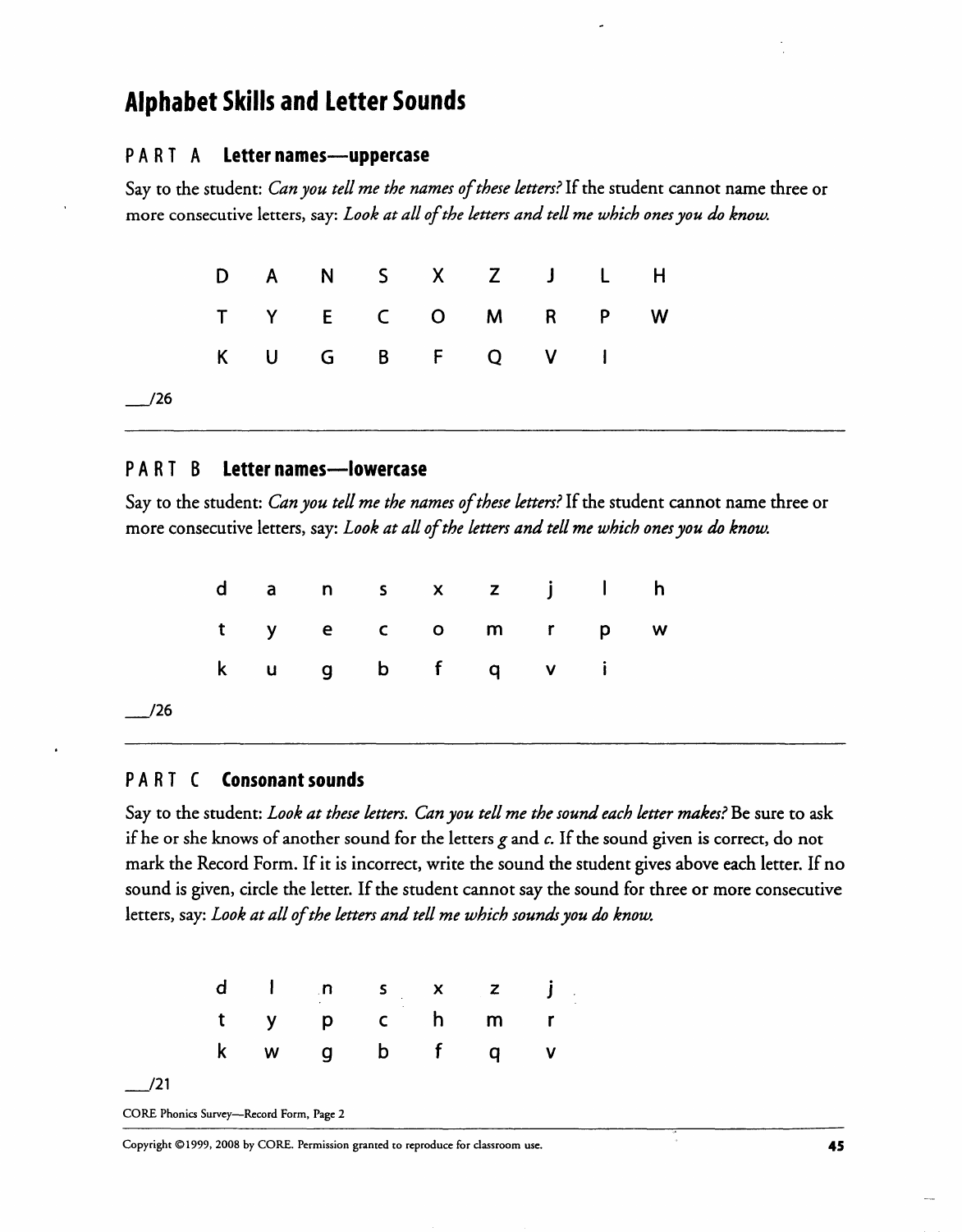# Alphabet Skills and Letter Sounds

## PART A Letter names—uppercase

Say to the student: *Can you tell me the names of these letters?* If the student cannot name three or more consecutive letters, say: *Look at all of the letters and tell me which ones you do know.*

| | | | | | | | | |
|---|---|---|---|---|---|---|---|---|
| D | A | N | S | X | Z | J | L | H |
| T | Y | E | C | O | M | R | P | W |
| K | U | G | B | F | Q | V | I | |

___/26

---

## PART B Letter names—lowercase

Say to the student: *Can you tell me the names of these letters?* If the student cannot name three or more consecutive letters, say: *Look at all of the letters and tell me which ones you do know.*

| | | | | | | | | |
|---|---|---|---|---|---|---|---|---|
| d | a | n | s | x | z | j | l | h |
| t | y | e | c | o | m | r | p | w |
| k | u | g | b | f | q | v | i | |

___/26

---

## PART C Consonant sounds

Say to the student: *Look at these letters. Can you tell me the sound each letter makes?* Be sure to ask if he or she knows of another sound for the letters *g* and *c*. If the sound given is correct, do not mark the Record Form. If it is incorrect, write the sound the student gives above each letter. If no sound is given, circle the letter. If the student cannot say the sound for three or more consecutive letters, say: *Look at all of the letters and tell me which sounds you do know.*

| | | | | | | |
|---|---|---|---|---|---|---|
| d | l | n | s | x | z | j |
| t | y | p | c | h | m | r |
| k | w | g | b | f | q | v |

___/21

CORE Phonics Survey—Record Form, Page 2

Copyright ©1999, 2008 by CORE. Permission granted to reproduce for classroom use.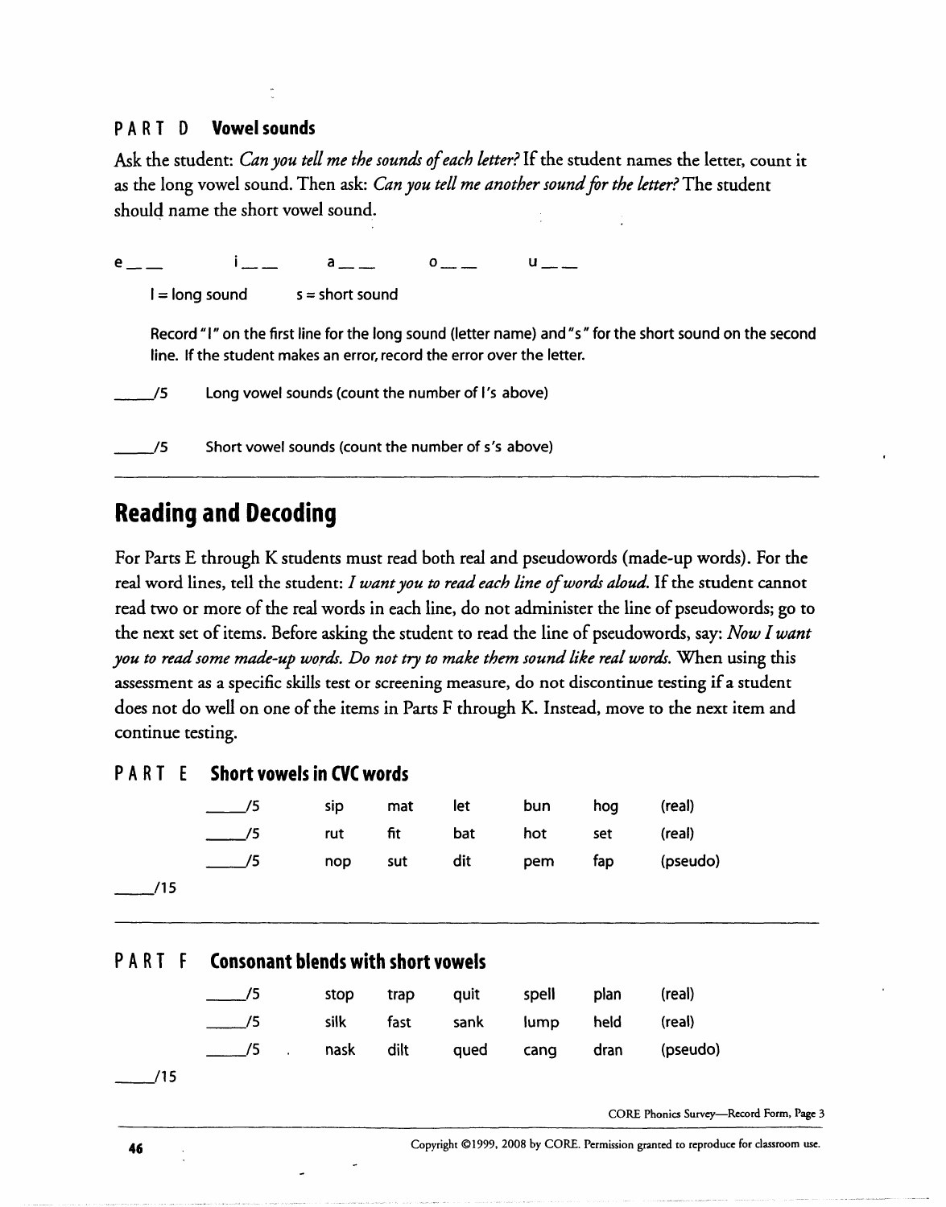### PART D Vowel sounds

Ask the student: *Can you tell me the sounds of each letter?* If the student names the letter, count it as the long vowel sound. Then ask: *Can you tell me another sound for the letter?* The student should name the short vowel sound.

e ___ ___    i ___ ___    a ___ ___    o ___ ___    u ___ ___

l = long sound    s = short sound

Record "l" on the first line for the long sound (letter name) and "s" for the short sound on the second line. If the student makes an error, record the error over the letter.

____/5 Long vowel sounds (count the number of l's above)

____/5 Short vowel sounds (count the number of s's above)

---

## Reading and Decoding

For Parts E through K students must read both real and pseudowords (made-up words). For the real word lines, tell the student: *I want you to read each line of words aloud.* If the student cannot read two or more of the real words in each line, do not administer the line of pseudowords; go to the next set of items. Before asking the student to read the line of pseudowords, say: *Now I want you to read some made-up words. Do not try to make them sound like real words.* When using this assessment as a specific skills test or screening measure, do not discontinue testing if a student does not do well on one of the items in Parts F through K. Instead, move to the next item and continue testing.

### PART E Short vowels in CVC words

| Score | | | | | | |
|---|---|---|---|---|---|---|
| ____/5 | sip | mat | let | bun | hog | (real) |
| ____/5 | rut | fit | bat | hot | set | (real) |
| ____/5 | nop | sut | dit | pem | fap | (pseudo) |

____/15

---

### PART F Consonant blends with short vowels

| Score | | | | | | |
|---|---|---|---|---|---|---|
| ____/5 | stop | trap | quit | spell | plan | (real) |
| ____/5 | silk | fast | sank | lump | held | (real) |
| ____/5 | nask | dilt | qued | cang | dran | (pseudo) |

____/15

CORE Phonics Survey—Record Form, Page 3

Copyright ©1999, 2008 by CORE. Permission granted to reproduce for classroom use.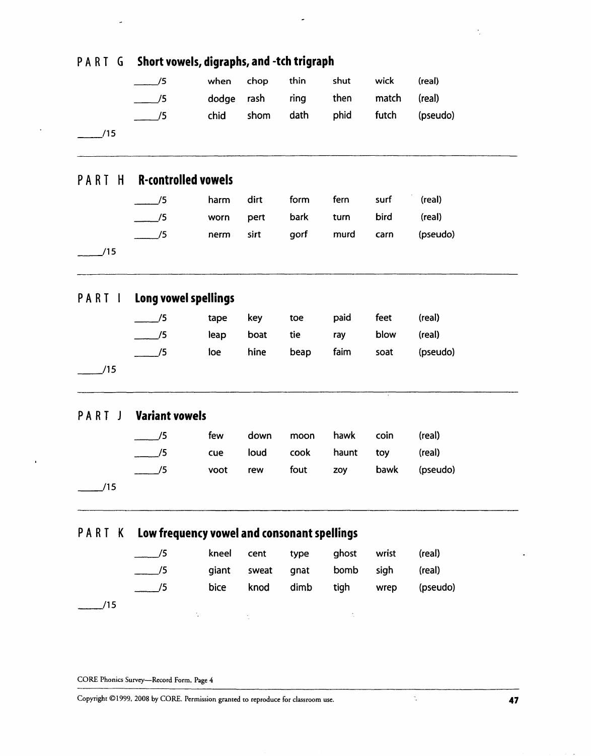## PART G Short vowels, digraphs, and -tch trigraph

| | | | | | | |
|---|---|---|---|---|---|---|
| ____/5 | when | chop | thin | shut | wick | (real) |
| ____/5 | dodge | rash | ring | then | match | (real) |
| ____/5 | chid | shom | dath | phid | futch | (pseudo) |

____/15

---

## PART H R-controlled vowels

| | | | | | | |
|---|---|---|---|---|---|---|
| ____/5 | harm | dirt | form | fern | surf | (real) |
| ____/5 | worn | pert | bark | turn | bird | (real) |
| ____/5 | nerm | sirt | gorf | murd | carn | (pseudo) |

____/15

---

## PART I Long vowel spellings

| | | | | | | |
|---|---|---|---|---|---|---|
| ____/5 | tape | key | toe | paid | feet | (real) |
| ____/5 | leap | boat | tie | ray | blow | (real) |
| ____/5 | loe | hine | beap | faim | soat | (pseudo) |

____/15

---

## PART J Variant vowels

| | | | | | | |
|---|---|---|---|---|---|---|
| ____/5 | few | down | moon | hawk | coin | (real) |
| ____/5 | cue | loud | cook | haunt | toy | (real) |
| ____/5 | voot | rew | fout | zoy | bawk | (pseudo) |

____/15

---

## PART K Low frequency vowel and consonant spellings

| | | | | | | |
|---|---|---|---|---|---|---|
| ____/5 | kneel | cent | type | ghost | wrist | (real) |
| ____/5 | giant | sweat | gnat | bomb | sigh | (real) |
| ____/5 | bice | knod | dimb | tigh | wrep | (pseudo) |

____/15

CORE Phonics Survey—Record Form, Page 4

Copyright ©1999, 2008 by CORE. Permission granted to reproduce for classroom use.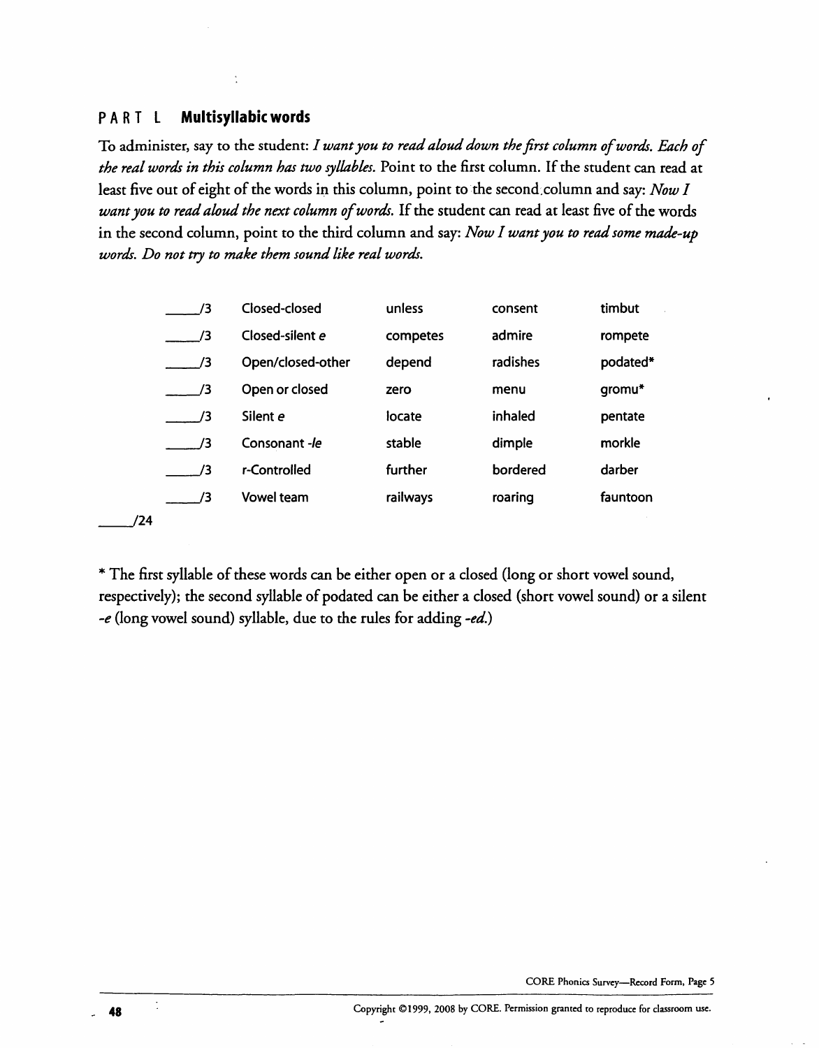## PART L **Multisyllabic words**

To administer, say to the student: *I want you to read aloud down the first column of words. Each of the real words in this column has two syllables.* Point to the first column. If the student can read at least five out of eight of the words in this column, point to the second column and say: *Now I want you to read aloud the next column of words.* If the student can read at least five of the words in the second column, point to the third column and say: *Now I want you to read some made-up words. Do not try to make them sound like real words.*

| Score | Syllable type | | | |
|---|---|---|---|---|
| ____/3 | Closed-closed | unless | consent | timbut |
| ____/3 | Closed-silent *e* | competes | admire | rompete |
| ____/3 | Open/closed-other | depend | radishes | podated* |
| ____/3 | Open or closed | zero | menu | gromu* |
| ____/3 | Silent *e* | locate | inhaled | pentate |
| ____/3 | Consonant *-le* | stable | dimple | morkle |
| ____/3 | r-Controlled | further | bordered | darber |
| ____/3 | Vowel team | railways | roaring | fauntoon |

____/24

* The first syllable of these words can be either open or a closed (long or short vowel sound, respectively); the second syllable of podated can be either a closed (short vowel sound) or a silent *-e* (long vowel sound) syllable, due to the rules for adding *-ed*.)

CORE Phonics Survey—Record Form, Page 5

Copyright ©1999, 2008 by CORE. Permission granted to reproduce for classroom use.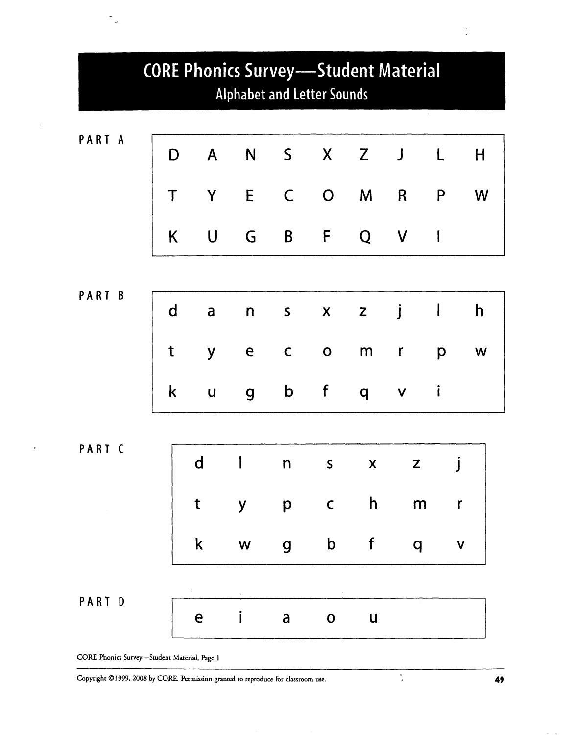# CORE Phonics Survey—Student Material

## Alphabet and Letter Sounds

**PART A**

| | | | | | | | | |
|---|---|---|---|---|---|---|---|---|
| D | A | N | S | X | Z | J | L | H |
| T | Y | E | C | O | M | R | P | W |
| K | U | G | B | F | Q | V | I | |

**PART B**

| | | | | | | | | |
|---|---|---|---|---|---|---|---|---|
| d | a | n | s | x | z | j | l | h |
| t | y | e | c | o | m | r | p | w |
| k | u | g | b | f | q | v | i | |

**PART C**

| | | | | | | |
|---|---|---|---|---|---|---|
| d | l | n | s | x | z | j |
| t | y | p | c | h | m | r |
| k | w | g | b | f | q | v |

**PART D**

| | | | | |
|---|---|---|---|---|
| e | i | a | o | u |

CORE Phonics Survey—Student Material, Page 1

Copyright ©1999, 2008 by CORE. Permission granted to reproduce for classroom use.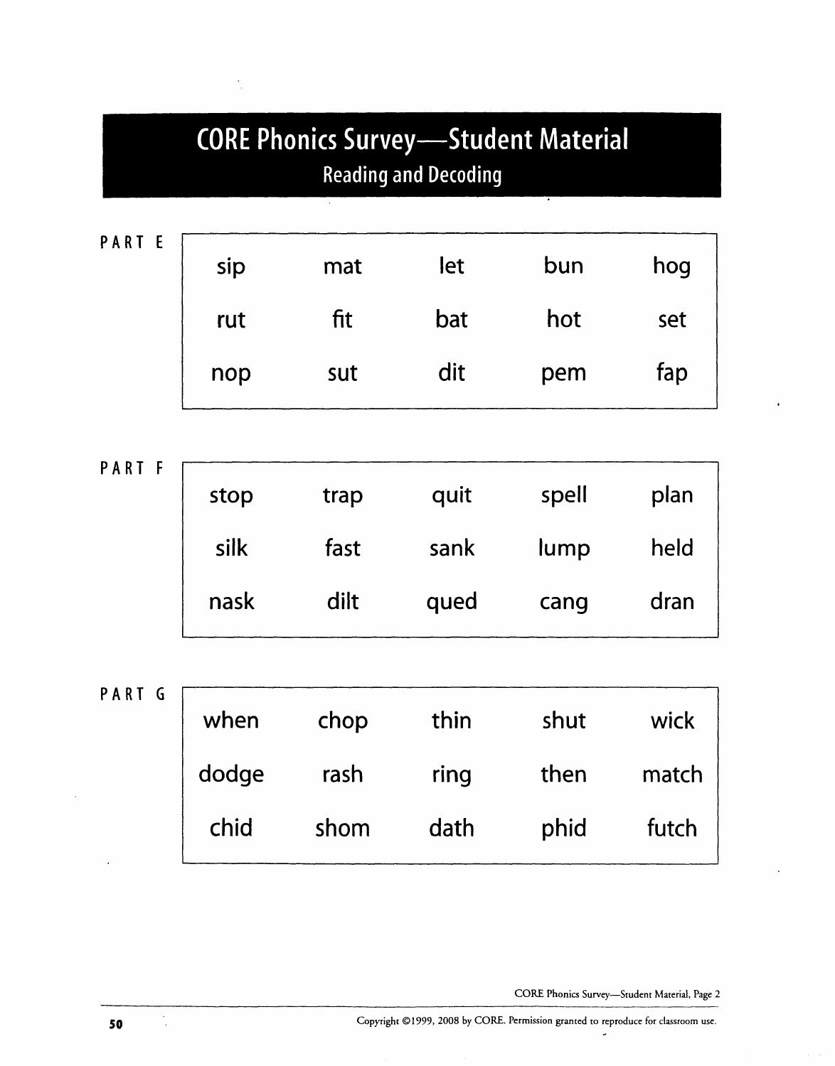# CORE Phonics Survey—Student Material

## Reading and Decoding

**PART E**

| | | | | |
|---|---|---|---|---|
| sip | mat | let | bun | hog |
| rut | fit | bat | hot | set |
| nop | sut | dit | pem | fap |

**PART F**

| | | | | |
|---|---|---|---|---|
| stop | trap | quit | spell | plan |
| silk | fast | sank | lump | held |
| nask | dilt | qued | cang | dran |

**PART G**

| | | | | |
|---|---|---|---|---|
| when | chop | thin | shut | wick |
| dodge | rash | ring | then | match |
| chid | shom | dath | phid | futch |

CORE Phonics Survey—Student Material, Page 2

Copyright ©1999, 2008 by CORE. Permission granted to reproduce for classroom use.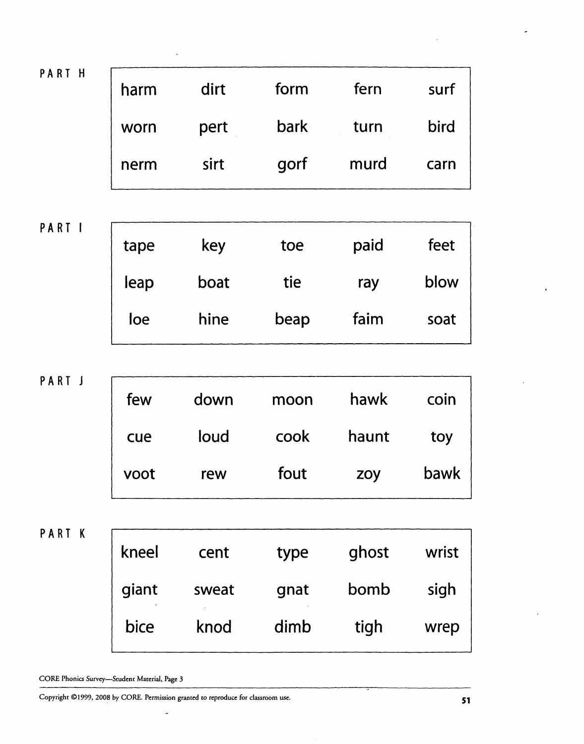## PART H

| | | | | |
|---|---|---|---|---|
| harm | dirt | form | fern | surf |
| worn | pert | bark | turn | bird |
| nerm | sirt | gorf | murd | carn |

## PART I

| | | | | |
|---|---|---|---|---|
| tape | key | toe | paid | feet |
| leap | boat | tie | ray | blow |
| loe | hine | beap | faim | soat |

## PART J

| | | | | |
|---|---|---|---|---|
| few | down | moon | hawk | coin |
| cue | loud | cook | haunt | toy |
| voot | rew | fout | zoy | bawk |

## PART K

| | | | | |
|---|---|---|---|---|
| kneel | cent | type | ghost | wrist |
| giant | sweat | gnat | bomb | sigh |
| bice | knod | dimb | tigh | wrep |

CORE Phonics Survey—Student Material, Page 3

Copyright ©1999, 2008 by CORE. Permission granted to reproduce for classroom use.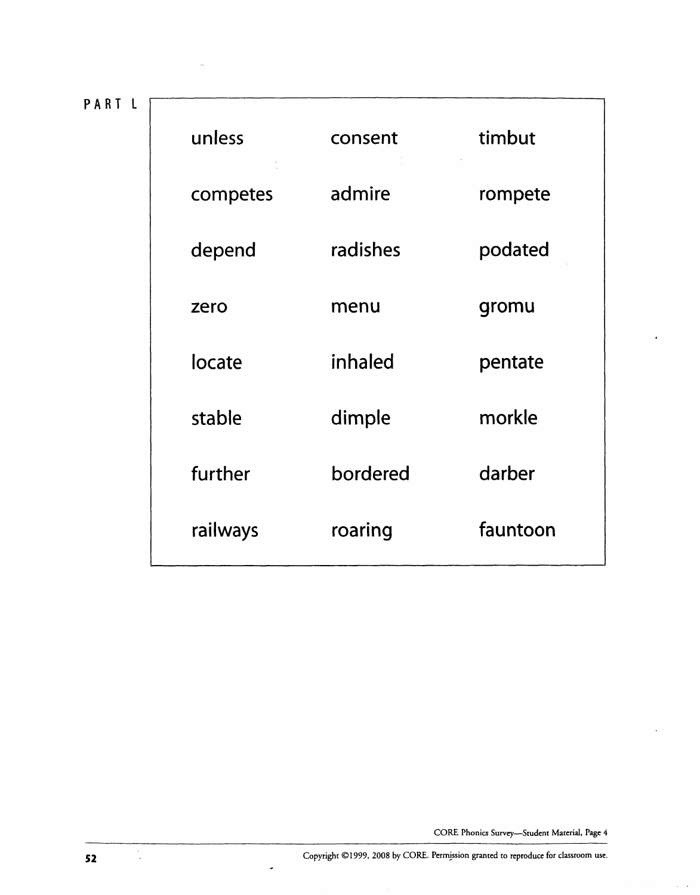## PART L

| | | |
|---|---|---|
| unless | consent | timbut |
| competes | admire | rompete |
| depend | radishes | podated |
| zero | menu | gromu |
| locate | inhaled | pentate |
| stable | dimple | morkle |
| further | bordered | darber |
| railways | roaring | fauntoon |

CORE Phonics Survey—Student Material, Page 4

Copyright ©1999, 2008 by CORE. Permission granted to reproduce for classroom use.